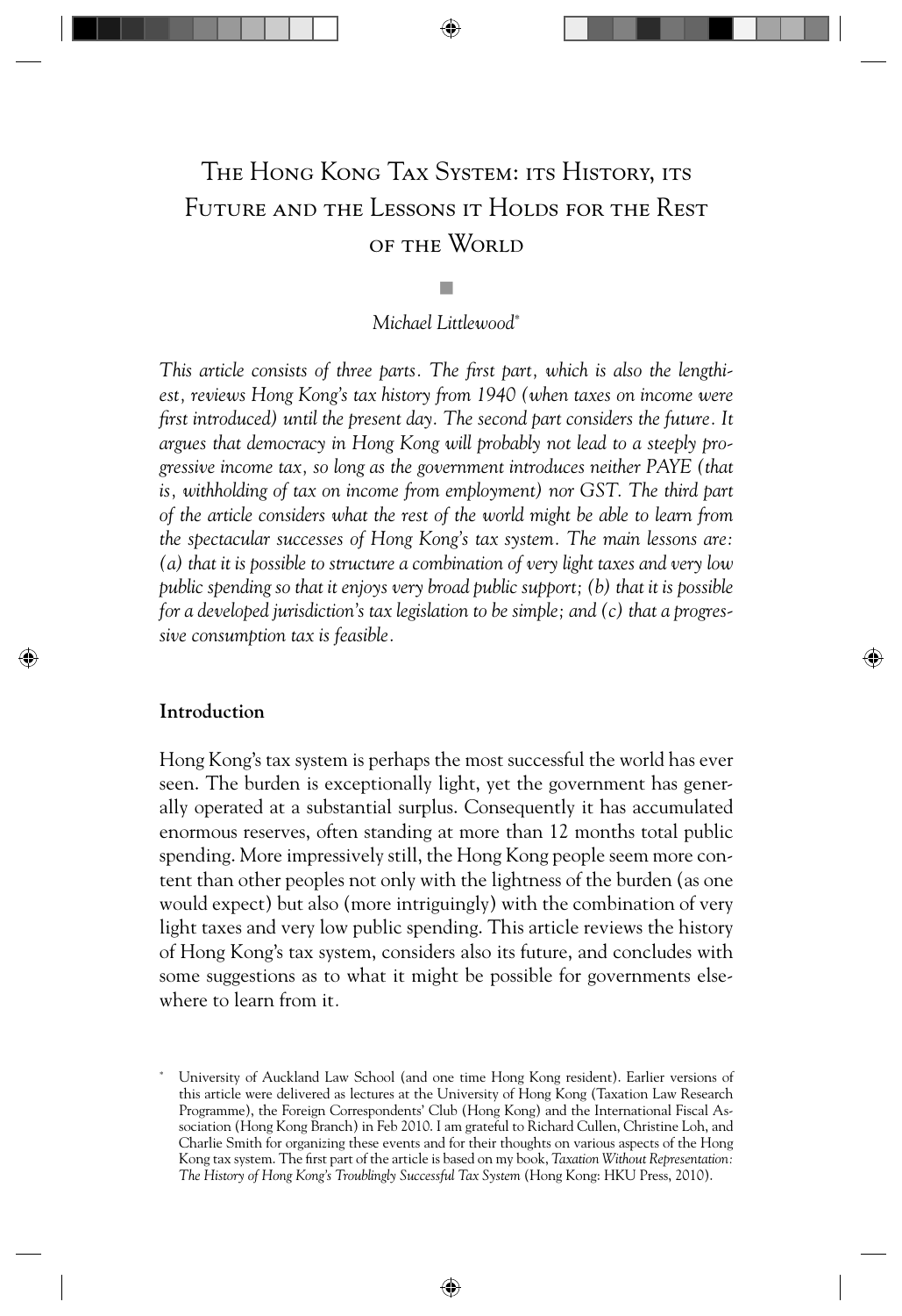# The Hong Kong Tax System: its History, its Future and the Lessons it Holds for the Rest of the World

*Michael Littlewood*[*]

*This article consists of three parts. The first part, which is also the lengthiest, reviews Hong Kong's tax history from 1940 (when taxes on income were first introduced) until the present day. The second part considers the future. It argues that democracy in Hong Kong will probably not lead to a steeply progressive income tax, so long as the government introduces neither PAYE (that is, withholding of tax on income from employment) nor GST. The third part of the article considers what the rest of the world might be able to learn from the spectacular successes of Hong Kong's tax system. The main lessons are: (a) that it is possible to structure a combination of very light taxes and very low public spending so that it enjoys very broad public support; (b) that it is possible for a developed jurisdiction's tax legislation to be simple; and (c) that a progressive consumption tax is feasible.*

## Introduction

Hong Kong's tax system is perhaps the most successful the world has ever seen. The burden is exceptionally light, yet the government has generally operated at a substantial surplus. Consequently it has accumulated enormous reserves, often standing at more than 12 months total public spending. More impressively still, the Hong Kong people seem more content than other peoples not only with the lightness of the burden (as one would expect) but also (more intriguingly) with the combination of very light taxes and very low public spending. This article reviews the history of Hong Kong's tax system, considers also its future, and concludes with some suggestions as to what it might be possible for governments elsewhere to learn from it.

[*] University of Auckland Law School (and one time Hong Kong resident). Earlier versions of this article were delivered as lectures at the University of Hong Kong (Taxation Law Research Programme), the Foreign Correspondents' Club (Hong Kong) and the International Fiscal Association (Hong Kong Branch) in Feb 2010. I am grateful to Richard Cullen, Christine Loh, and Charlie Smith for organizing these events and for their thoughts on various aspects of the Hong Kong tax system. The first part of the article is based on my book, *Taxation Without Representation: The History of Hong Kong's Troublingly Successful Tax System* (Hong Kong: HKU Press, 2010).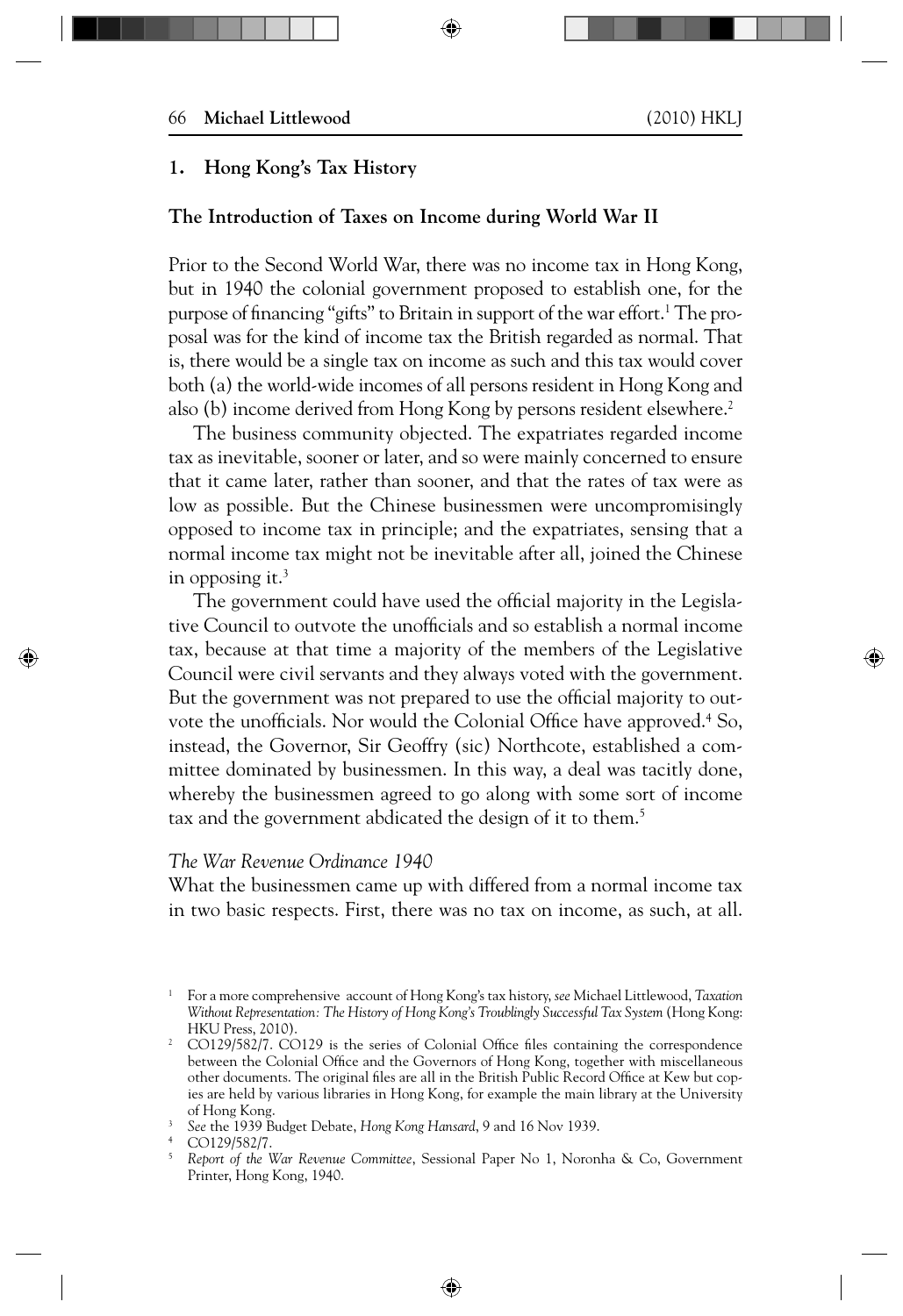## 1. Hong Kong's Tax History

### The Introduction of Taxes on Income during World War II

Prior to the Second World War, there was no income tax in Hong Kong, but in 1940 the colonial government proposed to establish one, for the purpose of financing "gifts" to Britain in support of the war effort.[1] The proposal was for the kind of income tax the British regarded as normal. That is, there would be a single tax on income as such and this tax would cover both (a) the world-wide incomes of all persons resident in Hong Kong and also (b) income derived from Hong Kong by persons resident elsewhere.[2]

The business community objected. The expatriates regarded income tax as inevitable, sooner or later, and so were mainly concerned to ensure that it came later, rather than sooner, and that the rates of tax were as low as possible. But the Chinese businessmen were uncompromisingly opposed to income tax in principle; and the expatriates, sensing that a normal income tax might not be inevitable after all, joined the Chinese in opposing it.[3]

The government could have used the official majority in the Legislative Council to outvote the unofficials and so establish a normal income tax, because at that time a majority of the members of the Legislative Council were civil servants and they always voted with the government. But the government was not prepared to use the official majority to outvote the unofficials. Nor would the Colonial Office have approved.[4] So, instead, the Governor, Sir Geoffry (sic) Northcote, established a committee dominated by businessmen. In this way, a deal was tacitly done, whereby the businessmen agreed to go along with some sort of income tax and the government abdicated the design of it to them.[5]

*The War Revenue Ordinance 1940*

What the businessmen came up with differed from a normal income tax in two basic respects. First, there was no tax on income, as such, at all.

---

[1] For a more comprehensive account of Hong Kong's tax history, *see* Michael Littlewood, *Taxation Without Representation: The History of Hong Kong's Troublingly Successful Tax System* (Hong Kong: HKU Press, 2010).

[2] CO129/582/7. CO129 is the series of Colonial Office files containing the correspondence between the Colonial Office and the Governors of Hong Kong, together with miscellaneous other documents. The original files are all in the British Public Record Office at Kew but copies are held by various libraries in Hong Kong, for example the main library at the University of Hong Kong.

[3] *See* the 1939 Budget Debate, *Hong Kong Hansard*, 9 and 16 Nov 1939.

[4] CO129/582/7.

[5] *Report of the War Revenue Committee*, Sessional Paper No 1, Noronha & Co, Government Printer, Hong Kong, 1940.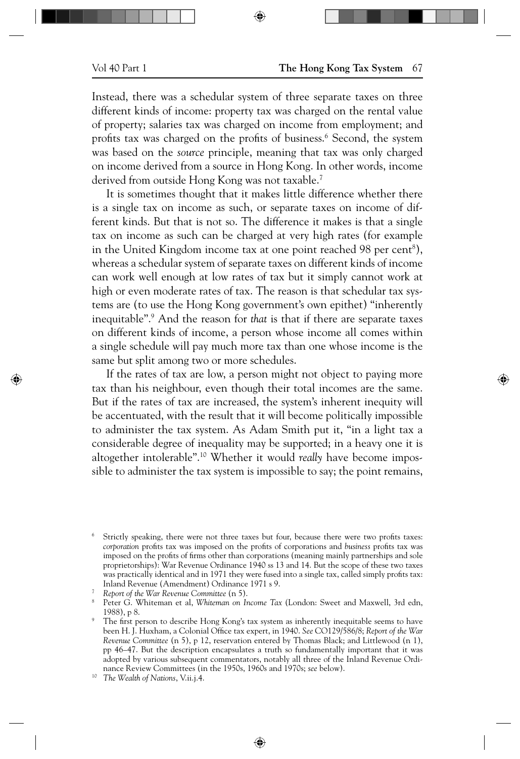Instead, there was a schedular system of three separate taxes on three different kinds of income: property tax was charged on the rental value of property; salaries tax was charged on income from employment; and profits tax was charged on the profits of business.[6] Second, the system was based on the *source* principle, meaning that tax was only charged on income derived from a source in Hong Kong. In other words, income derived from outside Hong Kong was not taxable.[7]

It is sometimes thought that it makes little difference whether there is a single tax on income as such, or separate taxes on income of different kinds. But that is not so. The difference it makes is that a single tax on income as such can be charged at very high rates (for example in the United Kingdom income tax at one point reached 98 per cent[8]), whereas a schedular system of separate taxes on different kinds of income can work well enough at low rates of tax but it simply cannot work at high or even moderate rates of tax. The reason is that schedular tax systems are (to use the Hong Kong government's own epithet) "inherently inequitable".[9] And the reason for *that* is that if there are separate taxes on different kinds of income, a person whose income all comes within a single schedule will pay much more tax than one whose income is the same but split among two or more schedules.

If the rates of tax are low, a person might not object to paying more tax than his neighbour, even though their total incomes are the same. But if the rates of tax are increased, the system's inherent inequity will be accentuated, with the result that it will become politically impossible to administer the tax system. As Adam Smith put it, "in a light tax a considerable degree of inequality may be supported; in a heavy one it is altogether intolerable".[10] Whether it would *really* have become impossible to administer the tax system is impossible to say; the point remains,

[6] Strictly speaking, there were not three taxes but four, because there were two profits taxes: *corporation* profits tax was imposed on the profits of corporations and *business* profits tax was imposed on the profits of firms other than corporations (meaning mainly partnerships and sole proprietorships): War Revenue Ordinance 1940 ss 13 and 14. But the scope of these two taxes was practically identical and in 1971 they were fused into a single tax, called simply profits tax: Inland Revenue (Amendment) Ordinance 1971 s 9.

[7] *Report of the War Revenue Committee* (n 5).

[8] Peter G. Whiteman et al, *Whiteman on Income Tax* (London: Sweet and Maxwell, 3rd edn, 1988), p 8.

[9] The first person to describe Hong Kong's tax system as inherently inequitable seems to have been H. J. Huxham, a Colonial Office tax expert, in 1940. *See* CO129/586/8; *Report of the War Revenue Committee* (n 5), p 12, reservation entered by Thomas Black; and Littlewood (n 1), pp 46–47. But the description encapsulates a truth so fundamentally important that it was adopted by various subsequent commentators, notably all three of the Inland Revenue Ordinance Review Committees (in the 1950s, 1960s and 1970s; *see* below).

[10] *The Wealth of Nations*, V.ii.j.4.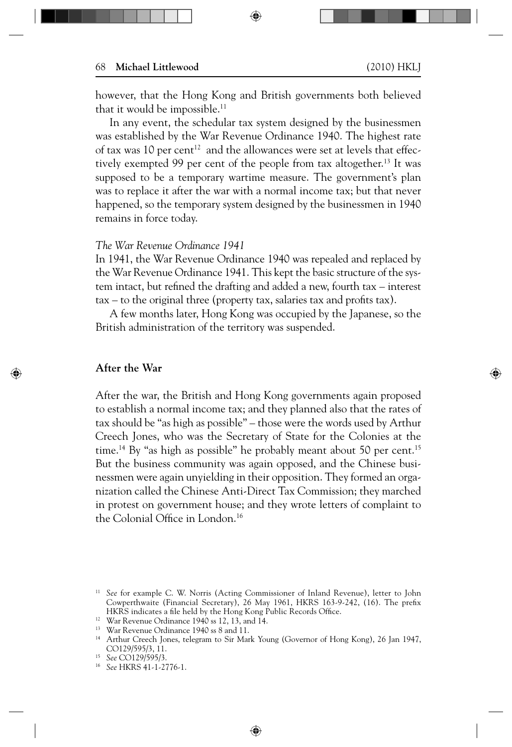however, that the Hong Kong and British governments both believed that it would be impossible.[11]

In any event, the schedular tax system designed by the businessmen was established by the War Revenue Ordinance 1940. The highest rate of tax was 10 per cent[12] and the allowances were set at levels that effectively exempted 99 per cent of the people from tax altogether.[13] It was supposed to be a temporary wartime measure. The government's plan was to replace it after the war with a normal income tax; but that never happened, so the temporary system designed by the businessmen in 1940 remains in force today.

*The War Revenue Ordinance 1941*

In 1941, the War Revenue Ordinance 1940 was repealed and replaced by the War Revenue Ordinance 1941. This kept the basic structure of the system intact, but refined the drafting and added a new, fourth tax – interest tax – to the original three (property tax, salaries tax and profits tax).

A few months later, Hong Kong was occupied by the Japanese, so the British administration of the territory was suspended.

## After the War

After the war, the British and Hong Kong governments again proposed to establish a normal income tax; and they planned also that the rates of tax should be "as high as possible" – those were the words used by Arthur Creech Jones, who was the Secretary of State for the Colonies at the time.[14] By "as high as possible" he probably meant about 50 per cent.[15] But the business community was again opposed, and the Chinese businessmen were again unyielding in their opposition. They formed an organization called the Chinese Anti-Direct Tax Commission; they marched in protest on government house; and they wrote letters of complaint to the Colonial Office in London.[16]

---

[11] *See* for example C. W. Norris (Acting Commissioner of Inland Revenue), letter to John Cowperthwaite (Financial Secretary), 26 May 1961, HKRS 163-9-242, (16). The prefix HKRS indicates a file held by the Hong Kong Public Records Office.

[12] War Revenue Ordinance 1940 ss 12, 13, and 14.

[13] War Revenue Ordinance 1940 ss 8 and 11.

[14] Arthur Creech Jones, telegram to Sir Mark Young (Governor of Hong Kong), 26 Jan 1947, CO129/595/3, 11.

[15] *See* CO129/595/3.

[16] *See* HKRS 41-1-2776-1.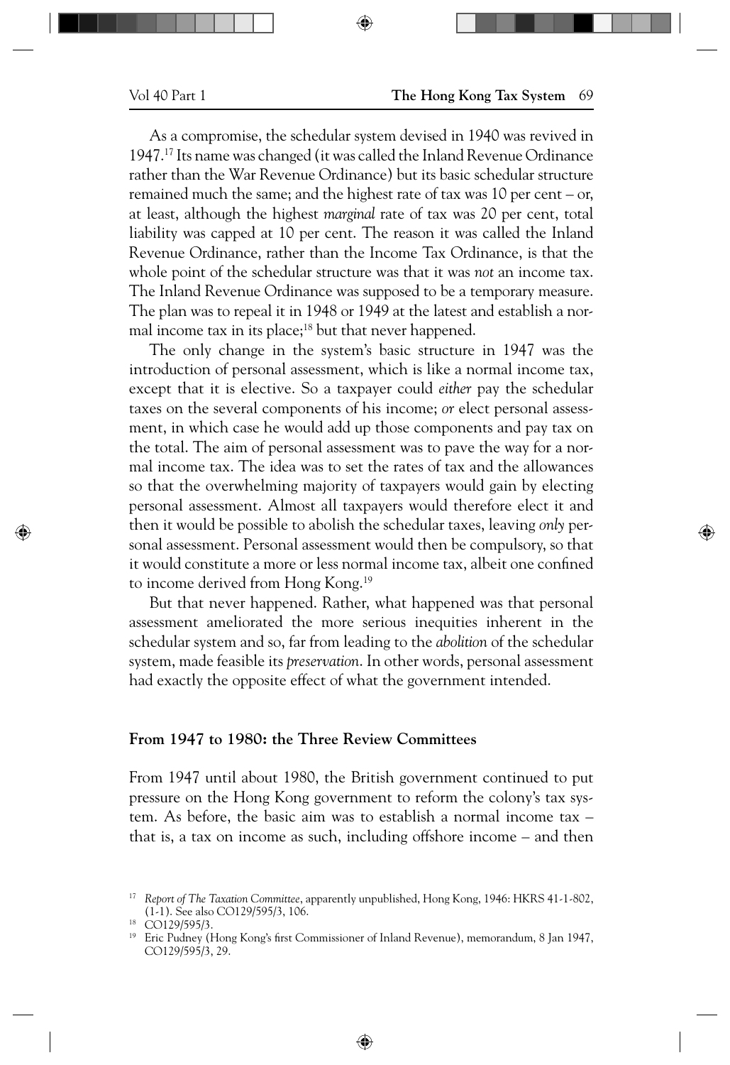As a compromise, the schedular system devised in 1940 was revived in 1947.[17] Its name was changed (it was called the Inland Revenue Ordinance rather than the War Revenue Ordinance) but its basic schedular structure remained much the same; and the highest rate of tax was 10 per cent – or, at least, although the highest *marginal* rate of tax was 20 per cent, total liability was capped at 10 per cent. The reason it was called the Inland Revenue Ordinance, rather than the Income Tax Ordinance, is that the whole point of the schedular structure was that it was *not* an income tax. The Inland Revenue Ordinance was supposed to be a temporary measure. The plan was to repeal it in 1948 or 1949 at the latest and establish a normal income tax in its place;[18] but that never happened.

The only change in the system's basic structure in 1947 was the introduction of personal assessment, which is like a normal income tax, except that it is elective. So a taxpayer could *either* pay the schedular taxes on the several components of his income; *or* elect personal assessment, in which case he would add up those components and pay tax on the total. The aim of personal assessment was to pave the way for a normal income tax. The idea was to set the rates of tax and the allowances so that the overwhelming majority of taxpayers would gain by electing personal assessment. Almost all taxpayers would therefore elect it and then it would be possible to abolish the schedular taxes, leaving *only* personal assessment. Personal assessment would then be compulsory, so that it would constitute a more or less normal income tax, albeit one confined to income derived from Hong Kong.[19]

But that never happened. Rather, what happened was that personal assessment ameliorated the more serious inequities inherent in the schedular system and so, far from leading to the *abolition* of the schedular system, made feasible its *preservation*. In other words, personal assessment had exactly the opposite effect of what the government intended.

## From 1947 to 1980: the Three Review Committees

From 1947 until about 1980, the British government continued to put pressure on the Hong Kong government to reform the colony's tax system. As before, the basic aim was to establish a normal income tax – that is, a tax on income as such, including offshore income – and then

[17] *Report of The Taxation Committee*, apparently unpublished, Hong Kong, 1946: HKRS 41-1-802, (1-1). See also CO129/595/3, 106.

[18] CO129/595/3.

[19] Eric Pudney (Hong Kong's first Commissioner of Inland Revenue), memorandum, 8 Jan 1947, CO129/595/3, 29.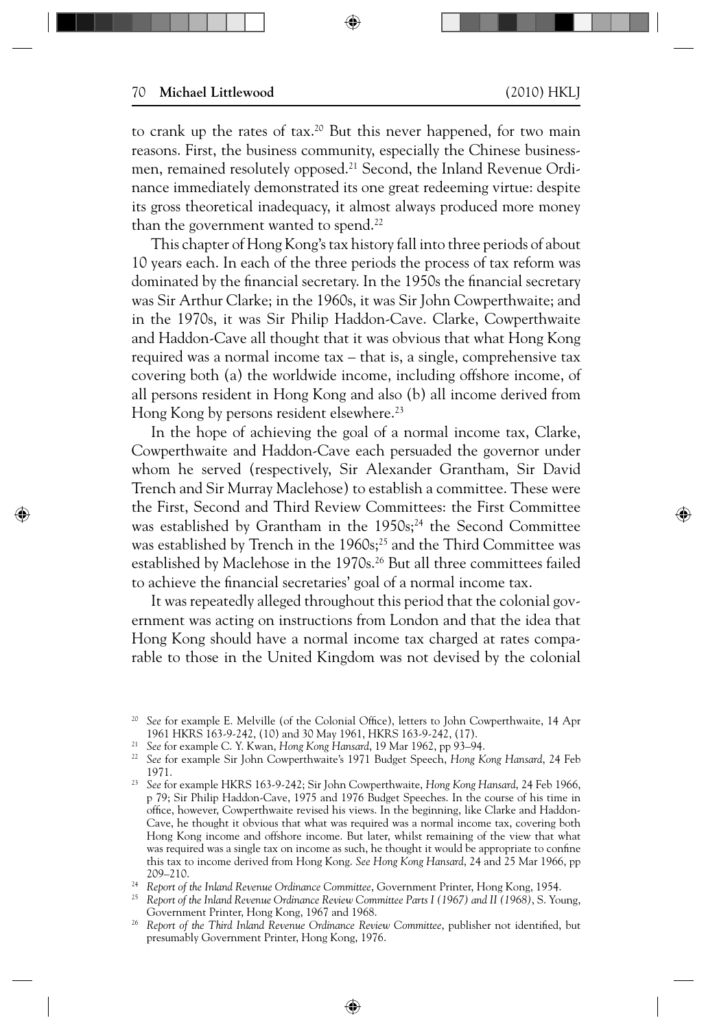to crank up the rates of tax.[20] But this never happened, for two main reasons. First, the business community, especially the Chinese businessmen, remained resolutely opposed.[21] Second, the Inland Revenue Ordinance immediately demonstrated its one great redeeming virtue: despite its gross theoretical inadequacy, it almost always produced more money than the government wanted to spend.[22]

This chapter of Hong Kong's tax history fall into three periods of about 10 years each. In each of the three periods the process of tax reform was dominated by the financial secretary. In the 1950s the financial secretary was Sir Arthur Clarke; in the 1960s, it was Sir John Cowperthwaite; and in the 1970s, it was Sir Philip Haddon-Cave. Clarke, Cowperthwaite and Haddon-Cave all thought that it was obvious that what Hong Kong required was a normal income tax – that is, a single, comprehensive tax covering both (a) the worldwide income, including offshore income, of all persons resident in Hong Kong and also (b) all income derived from Hong Kong by persons resident elsewhere.[23]

In the hope of achieving the goal of a normal income tax, Clarke, Cowperthwaite and Haddon-Cave each persuaded the governor under whom he served (respectively, Sir Alexander Grantham, Sir David Trench and Sir Murray Maclehose) to establish a committee. These were the First, Second and Third Review Committees: the First Committee was established by Grantham in the 1950s;[24] the Second Committee was established by Trench in the 1960s;[25] and the Third Committee was established by Maclehose in the 1970s.[26] But all three committees failed to achieve the financial secretaries' goal of a normal income tax.

It was repeatedly alleged throughout this period that the colonial government was acting on instructions from London and that the idea that Hong Kong should have a normal income tax charged at rates comparable to those in the United Kingdom was not devised by the colonial

---

[20] *See* for example E. Melville (of the Colonial Office), letters to John Cowperthwaite, 14 Apr 1961 HKRS 163-9-242, (10) and 30 May 1961, HKRS 163-9-242, (17).

[21] *See* for example C. Y. Kwan, *Hong Kong Hansard*, 19 Mar 1962, pp 93–94.

[22] *See* for example Sir John Cowperthwaite's 1971 Budget Speech, *Hong Kong Hansard*, 24 Feb 1971.

[23] *See* for example HKRS 163-9-242; Sir John Cowperthwaite, *Hong Kong Hansard*, 24 Feb 1966, p 79; Sir Philip Haddon-Cave, 1975 and 1976 Budget Speeches. In the course of his time in office, however, Cowperthwaite revised his views. In the beginning, like Clarke and Haddon-Cave, he thought it obvious that what was required was a normal income tax, covering both Hong Kong income and offshore income. But later, whilst remaining of the view that what was required was a single tax on income as such, he thought it would be appropriate to confine this tax to income derived from Hong Kong. *See Hong Kong Hansard*, 24 and 25 Mar 1966, pp 209–210.

[24] *Report of the Inland Revenue Ordinance Committee*, Government Printer, Hong Kong, 1954.

[25] *Report of the Inland Revenue Ordinance Review Committee Parts I (1967) and II (1968)*, S. Young, Government Printer, Hong Kong, 1967 and 1968.

[26] *Report of the Third Inland Revenue Ordinance Review Committee*, publisher not identified, but presumably Government Printer, Hong Kong, 1976.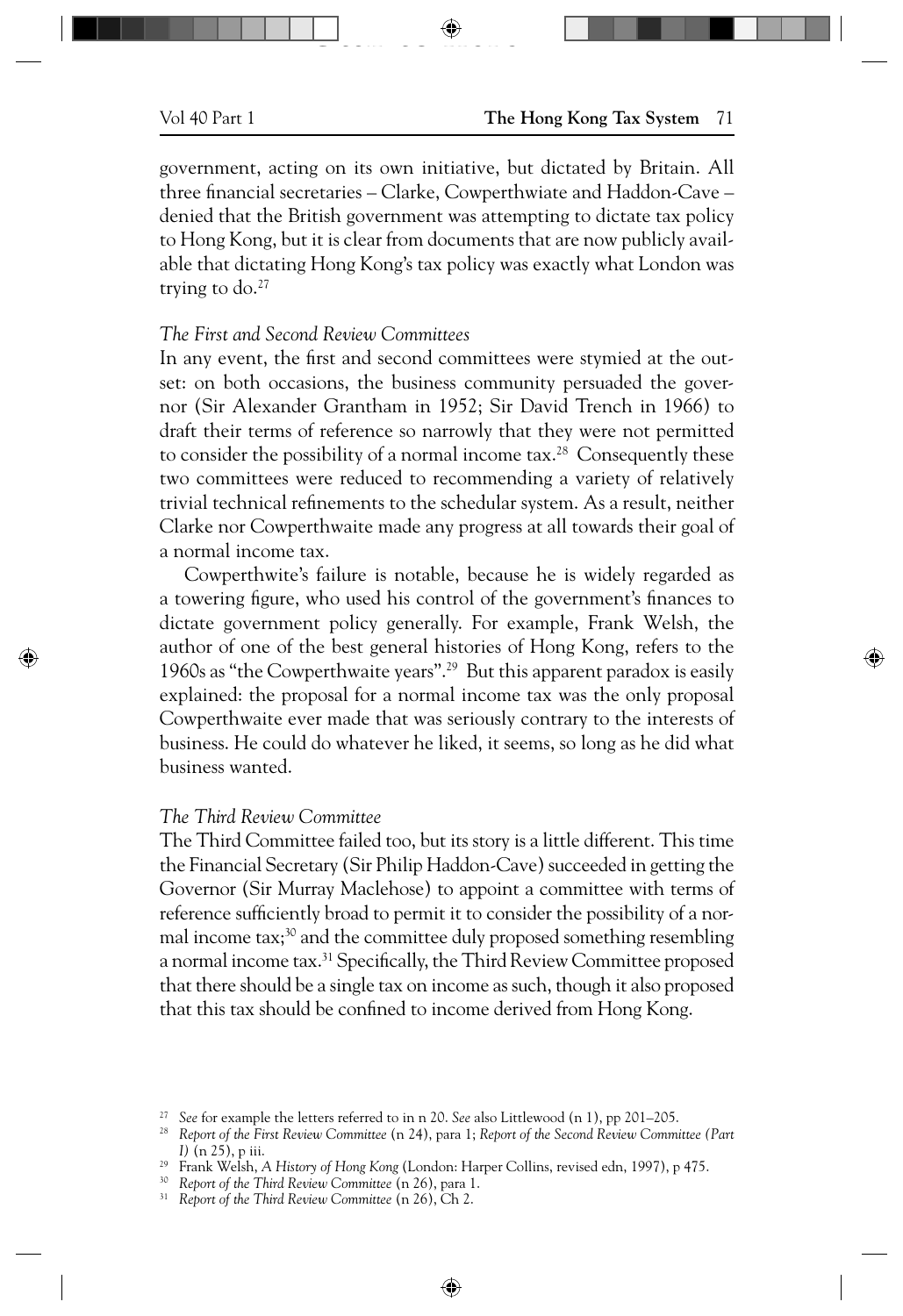government, acting on its own initiative, but dictated by Britain. All three financial secretaries – Clarke, Cowperthwaite and Haddon-Cave – denied that the British government was attempting to dictate tax policy to Hong Kong, but it is clear from documents that are now publicly available that dictating Hong Kong's tax policy was exactly what London was trying to do.[27]

*The First and Second Review Committees*

In any event, the first and second committees were stymied at the outset: on both occasions, the business community persuaded the governor (Sir Alexander Grantham in 1952; Sir David Trench in 1966) to draft their terms of reference so narrowly that they were not permitted to consider the possibility of a normal income tax.[28] Consequently these two committees were reduced to recommending a variety of relatively trivial technical refinements to the schedular system. As a result, neither Clarke nor Cowperthwaite made any progress at all towards their goal of a normal income tax.

Cowperthwite's failure is notable, because he is widely regarded as a towering figure, who used his control of the government's finances to dictate government policy generally. For example, Frank Welsh, the author of one of the best general histories of Hong Kong, refers to the 1960s as "the Cowperthwaite years".[29] But this apparent paradox is easily explained: the proposal for a normal income tax was the only proposal Cowperthwaite ever made that was seriously contrary to the interests of business. He could do whatever he liked, it seems, so long as he did what business wanted.

*The Third Review Committee*

The Third Committee failed too, but its story is a little different. This time the Financial Secretary (Sir Philip Haddon-Cave) succeeded in getting the Governor (Sir Murray Maclehose) to appoint a committee with terms of reference sufficiently broad to permit it to consider the possibility of a normal income tax;[30] and the committee duly proposed something resembling a normal income tax.[31] Specifically, the Third Review Committee proposed that there should be a single tax on income as such, though it also proposed that this tax should be confined to income derived from Hong Kong.

---

[27] *See* for example the letters referred to in n 20. *See* also Littlewood (n 1), pp 201–205.

[28] *Report of the First Review Committee* (n 24), para 1; *Report of the Second Review Committee (Part I)* (n 25), p iii.

[29] Frank Welsh, *A History of Hong Kong* (London: Harper Collins, revised edn, 1997), p 475.

[30] *Report of the Third Review Committee* (n 26), para 1.

[31] *Report of the Third Review Committee* (n 26), Ch 2.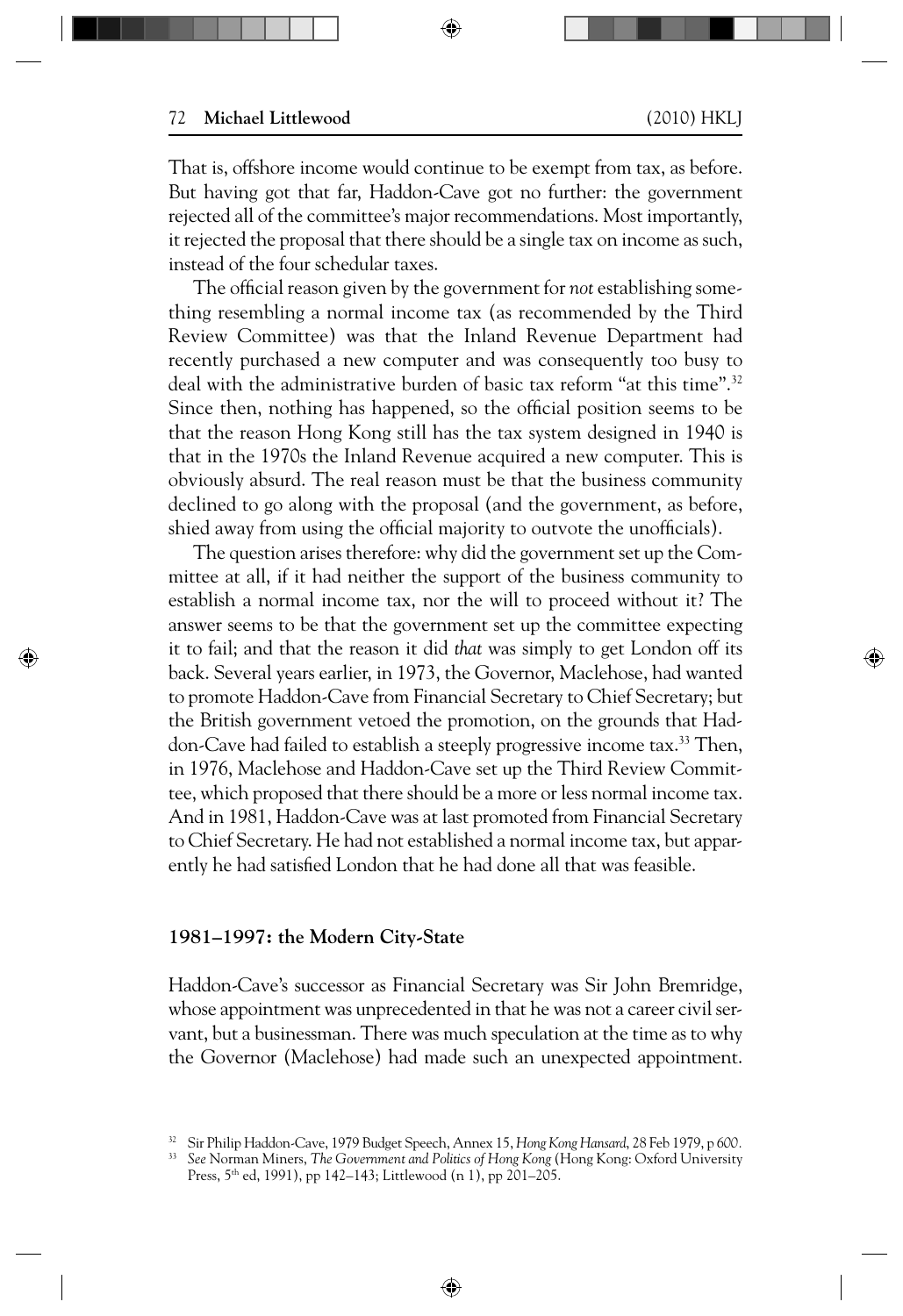That is, offshore income would continue to be exempt from tax, as before. But having got that far, Haddon-Cave got no further: the government rejected all of the committee's major recommendations. Most importantly, it rejected the proposal that there should be a single tax on income as such, instead of the four schedular taxes.

The official reason given by the government for *not* establishing something resembling a normal income tax (as recommended by the Third Review Committee) was that the Inland Revenue Department had recently purchased a new computer and was consequently too busy to deal with the administrative burden of basic tax reform "at this time".[32] Since then, nothing has happened, so the official position seems to be that the reason Hong Kong still has the tax system designed in 1940 is that in the 1970s the Inland Revenue acquired a new computer. This is obviously absurd. The real reason must be that the business community declined to go along with the proposal (and the government, as before, shied away from using the official majority to outvote the unofficials).

The question arises therefore: why did the government set up the Committee at all, if it had neither the support of the business community to establish a normal income tax, nor the will to proceed without it? The answer seems to be that the government set up the committee expecting it to fail; and that the reason it did *that* was simply to get London off its back. Several years earlier, in 1973, the Governor, Maclehose, had wanted to promote Haddon-Cave from Financial Secretary to Chief Secretary; but the British government vetoed the promotion, on the grounds that Haddon-Cave had failed to establish a steeply progressive income tax.[33] Then, in 1976, Maclehose and Haddon-Cave set up the Third Review Committee, which proposed that there should be a more or less normal income tax. And in 1981, Haddon-Cave was at last promoted from Financial Secretary to Chief Secretary. He had not established a normal income tax, but apparently he had satisfied London that he had done all that was feasible.

### 1981–1997: the Modern City-State

Haddon-Cave's successor as Financial Secretary was Sir John Bremridge, whose appointment was unprecedented in that he was not a career civil servant, but a businessman. There was much speculation at the time as to why the Governor (Maclehose) had made such an unexpected appointment.

---

[32] Sir Philip Haddon-Cave, 1979 Budget Speech, Annex 15, *Hong Kong Hansard*, 28 Feb 1979, p 600.

[33] *See* Norman Miners, *The Government and Politics of Hong Kong* (Hong Kong: Oxford University Press, 5th ed, 1991), pp 142–143; Littlewood (n 1), pp 201–205.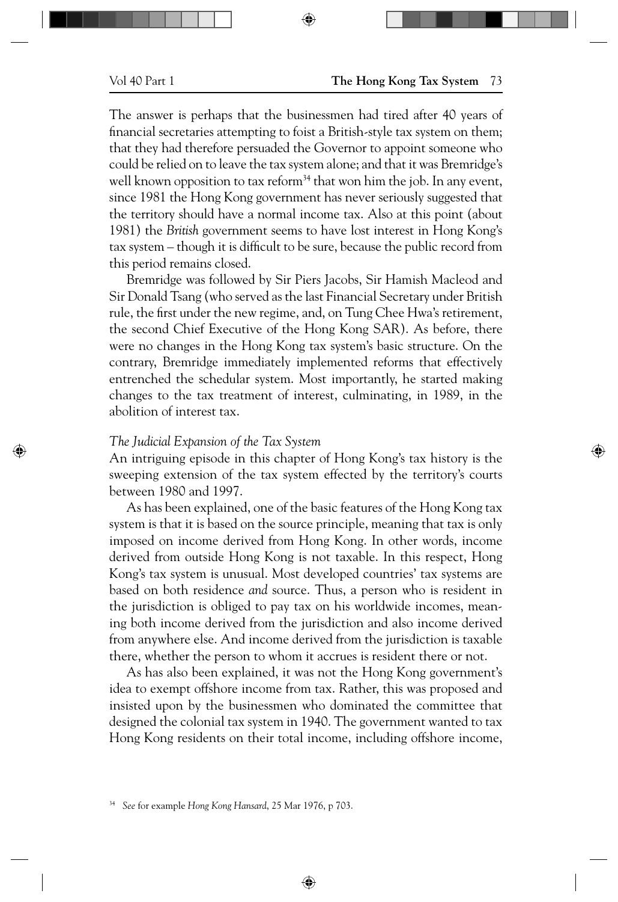The answer is perhaps that the businessmen had tired after 40 years of financial secretaries attempting to foist a British-style tax system on them; that they had therefore persuaded the Governor to appoint someone who could be relied on to leave the tax system alone; and that it was Bremridge's well known opposition to tax reform[34] that won him the job. In any event, since 1981 the Hong Kong government has never seriously suggested that the territory should have a normal income tax. Also at this point (about 1981) the *British* government seems to have lost interest in Hong Kong's tax system – though it is difficult to be sure, because the public record from this period remains closed.

Bremridge was followed by Sir Piers Jacobs, Sir Hamish Macleod and Sir Donald Tsang (who served as the last Financial Secretary under British rule, the first under the new regime, and, on Tung Chee Hwa's retirement, the second Chief Executive of the Hong Kong SAR). As before, there were no changes in the Hong Kong tax system's basic structure. On the contrary, Bremridge immediately implemented reforms that effectively entrenched the schedular system. Most importantly, he started making changes to the tax treatment of interest, culminating, in 1989, in the abolition of interest tax.

### *The Judicial Expansion of the Tax System*

An intriguing episode in this chapter of Hong Kong's tax history is the sweeping extension of the tax system effected by the territory's courts between 1980 and 1997.

As has been explained, one of the basic features of the Hong Kong tax system is that it is based on the source principle, meaning that tax is only imposed on income derived from Hong Kong. In other words, income derived from outside Hong Kong is not taxable. In this respect, Hong Kong's tax system is unusual. Most developed countries' tax systems are based on both residence *and* source. Thus, a person who is resident in the jurisdiction is obliged to pay tax on his worldwide incomes, meaning both income derived from the jurisdiction and also income derived from anywhere else. And income derived from the jurisdiction is taxable there, whether the person to whom it accrues is resident there or not.

As has also been explained, it was not the Hong Kong government's idea to exempt offshore income from tax. Rather, this was proposed and insisted upon by the businessmen who dominated the committee that designed the colonial tax system in 1940. The government wanted to tax Hong Kong residents on their total income, including offshore income,

[34] *See* for example *Hong Kong Hansard*, 25 Mar 1976, p 703.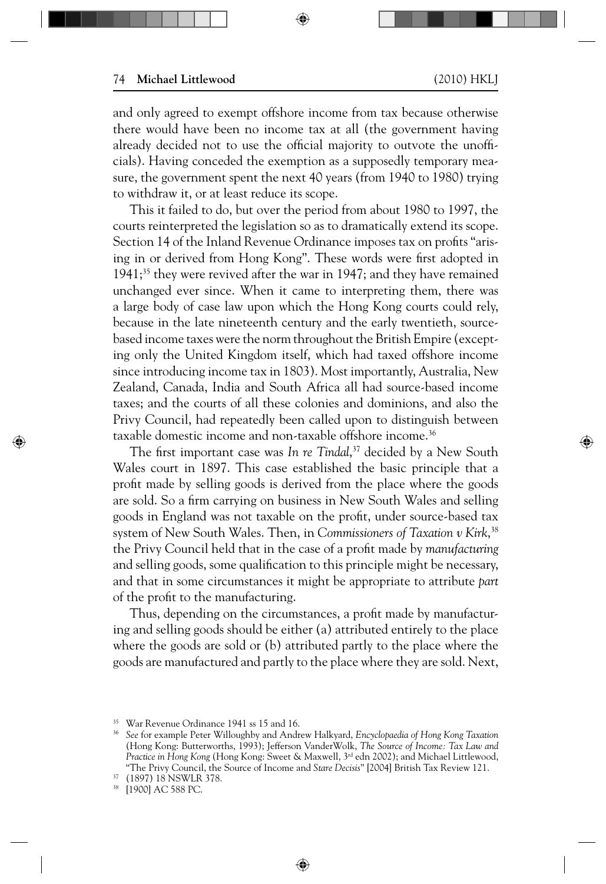and only agreed to exempt offshore income from tax because otherwise there would have been no income tax at all (the government having already decided not to use the official majority to outvote the unofficials). Having conceded the exemption as a supposedly temporary measure, the government spent the next 40 years (from 1940 to 1980) trying to withdraw it, or at least reduce its scope.

This it failed to do, but over the period from about 1980 to 1997, the courts reinterpreted the legislation so as to dramatically extend its scope. Section 14 of the Inland Revenue Ordinance imposes tax on profits "arising in or derived from Hong Kong". These words were first adopted in 1941;[35] they were revived after the war in 1947; and they have remained unchanged ever since. When it came to interpreting them, there was a large body of case law upon which the Hong Kong courts could rely, because in the late nineteenth century and the early twentieth, source-based income taxes were the norm throughout the British Empire (excepting only the United Kingdom itself, which had taxed offshore income since introducing income tax in 1803). Most importantly, Australia, New Zealand, Canada, India and South Africa all had source-based income taxes; and the courts of all these colonies and dominions, and also the Privy Council, had repeatedly been called upon to distinguish between taxable domestic income and non-taxable offshore income.[36]

The first important case was *In re Tindal*,[37] decided by a New South Wales court in 1897. This case established the basic principle that a profit made by selling goods is derived from the place where the goods are sold. So a firm carrying on business in New South Wales and selling goods in England was not taxable on the profit, under source-based tax system of New South Wales. Then, in *Commissioners of Taxation v Kirk*,[38] the Privy Council held that in the case of a profit made by *manufacturing* and selling goods, some qualification to this principle might be necessary, and that in some circumstances it might be appropriate to attribute *part* of the profit to the manufacturing.

Thus, depending on the circumstances, a profit made by manufacturing and selling goods should be either (a) attributed entirely to the place where the goods are sold or (b) attributed partly to the place where the goods are manufactured and partly to the place where they are sold. Next,

---

[35] War Revenue Ordinance 1941 ss 15 and 16.

[36] *See* for example Peter Willoughby and Andrew Halkyard, *Encyclopaedia of Hong Kong Taxation* (Hong Kong: Butterworths, 1993); Jefferson VanderWolk, *The Source of Income: Tax Law and Practice in Hong Kong* (Hong Kong: Sweet & Maxwell, 3rd edn 2002); and Michael Littlewood, "The Privy Council, the Source of Income and *Stare Decisis*" [2004] British Tax Review 121.

[37] (1897) 18 NSWLR 378.

[38] [1900] AC 588 PC.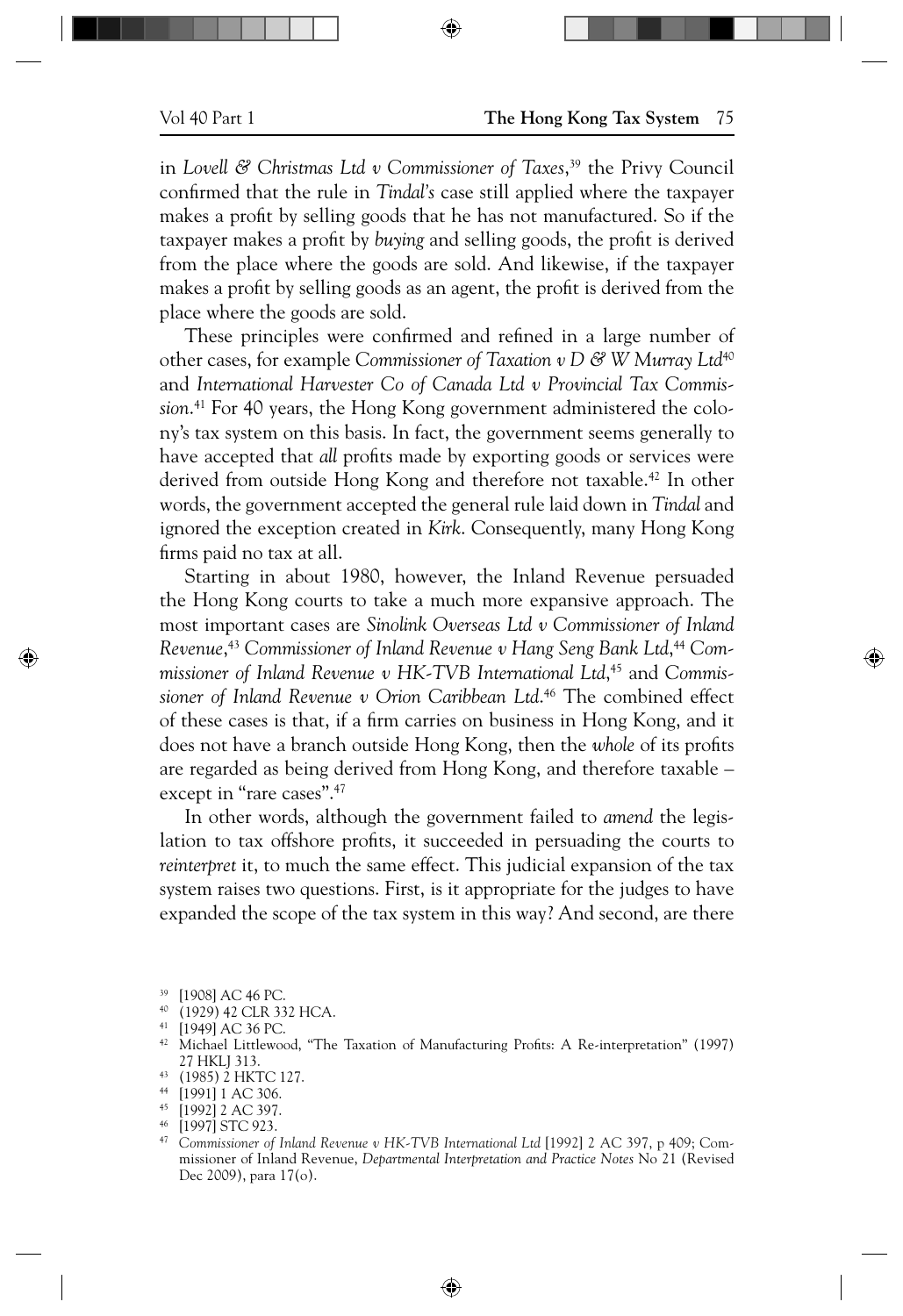in *Lovell & Christmas Ltd v Commissioner of Taxes*,[39] the Privy Council confirmed that the rule in *Tindal's* case still applied where the taxpayer makes a profit by selling goods that he has not manufactured. So if the taxpayer makes a profit by *buying* and selling goods, the profit is derived from the place where the goods are sold. And likewise, if the taxpayer makes a profit by selling goods as an agent, the profit is derived from the place where the goods are sold.

These principles were confirmed and refined in a large number of other cases, for example *Commissioner of Taxation v D & W Murray Ltd*[40] and *International Harvester Co of Canada Ltd v Provincial Tax Commission*.[41] For 40 years, the Hong Kong government administered the colony's tax system on this basis. In fact, the government seems generally to have accepted that *all* profits made by exporting goods or services were derived from outside Hong Kong and therefore not taxable.[42] In other words, the government accepted the general rule laid down in *Tindal* and ignored the exception created in *Kirk*. Consequently, many Hong Kong firms paid no tax at all.

Starting in about 1980, however, the Inland Revenue persuaded the Hong Kong courts to take a much more expansive approach. The most important cases are *Sinolink Overseas Ltd v Commissioner of Inland Revenue*,[43] *Commissioner of Inland Revenue v Hang Seng Bank Ltd*,[44] *Commissioner of Inland Revenue v HK-TVB International Ltd*,[45] and *Commissioner of Inland Revenue v Orion Caribbean Ltd*.[46] The combined effect of these cases is that, if a firm carries on business in Hong Kong, and it does not have a branch outside Hong Kong, then the *whole* of its profits are regarded as being derived from Hong Kong, and therefore taxable – except in "rare cases".[47]

In other words, although the government failed to *amend* the legislation to tax offshore profits, it succeeded in persuading the courts to *reinterpret* it, to much the same effect. This judicial expansion of the tax system raises two questions. First, is it appropriate for the judges to have expanded the scope of the tax system in this way? And second, are there

---

[39] [1908] AC 46 PC.

[40] (1929) 42 CLR 332 HCA.

[41] [1949] AC 36 PC.

[42] Michael Littlewood, "The Taxation of Manufacturing Profits: A Re-interpretation" (1997) 27 HKLJ 313.

[43] (1985) 2 HKTC 127.

[44] [1991] 1 AC 306.

[45] [1992] 2 AC 397.

[46] [1997] STC 923.

[47] *Commissioner of Inland Revenue v HK-TVB International Ltd* [1992] 2 AC 397, p 409; Commissioner of Inland Revenue, *Departmental Interpretation and Practice Notes* No 21 (Revised Dec 2009), para 17(o).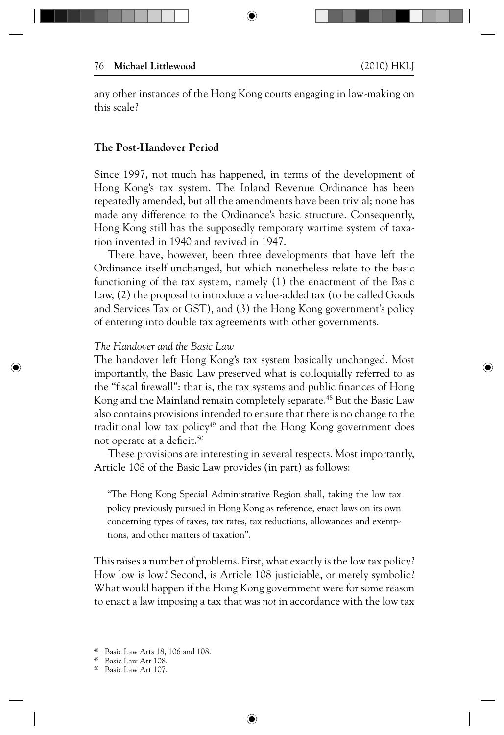any other instances of the Hong Kong courts engaging in law-making on this scale?

## The Post-Handover Period

Since 1997, not much has happened, in terms of the development of Hong Kong's tax system. The Inland Revenue Ordinance has been repeatedly amended, but all the amendments have been trivial; none has made any difference to the Ordinance's basic structure. Consequently, Hong Kong still has the supposedly temporary wartime system of taxation invented in 1940 and revived in 1947.

There have, however, been three developments that have left the Ordinance itself unchanged, but which nonetheless relate to the basic functioning of the tax system, namely (1) the enactment of the Basic Law, (2) the proposal to introduce a value-added tax (to be called Goods and Services Tax or GST), and (3) the Hong Kong government's policy of entering into double tax agreements with other governments.

### *The Handover and the Basic Law*

The handover left Hong Kong's tax system basically unchanged. Most importantly, the Basic Law preserved what is colloquially referred to as the "fiscal firewall": that is, the tax systems and public finances of Hong Kong and the Mainland remain completely separate.[48] But the Basic Law also contains provisions intended to ensure that there is no change to the traditional low tax policy[49] and that the Hong Kong government does not operate at a deficit.[50]

These provisions are interesting in several respects. Most importantly, Article 108 of the Basic Law provides (in part) as follows:

> "The Hong Kong Special Administrative Region shall, taking the low tax policy previously pursued in Hong Kong as reference, enact laws on its own concerning types of taxes, tax rates, tax reductions, allowances and exemptions, and other matters of taxation".

This raises a number of problems. First, what exactly is the low tax policy? How low is low? Second, is Article 108 justiciable, or merely symbolic? What would happen if the Hong Kong government were for some reason to enact a law imposing a tax that was *not* in accordance with the low tax

---

[48] Basic Law Arts 18, 106 and 108.

[49] Basic Law Art 108.

[50] Basic Law Art 107.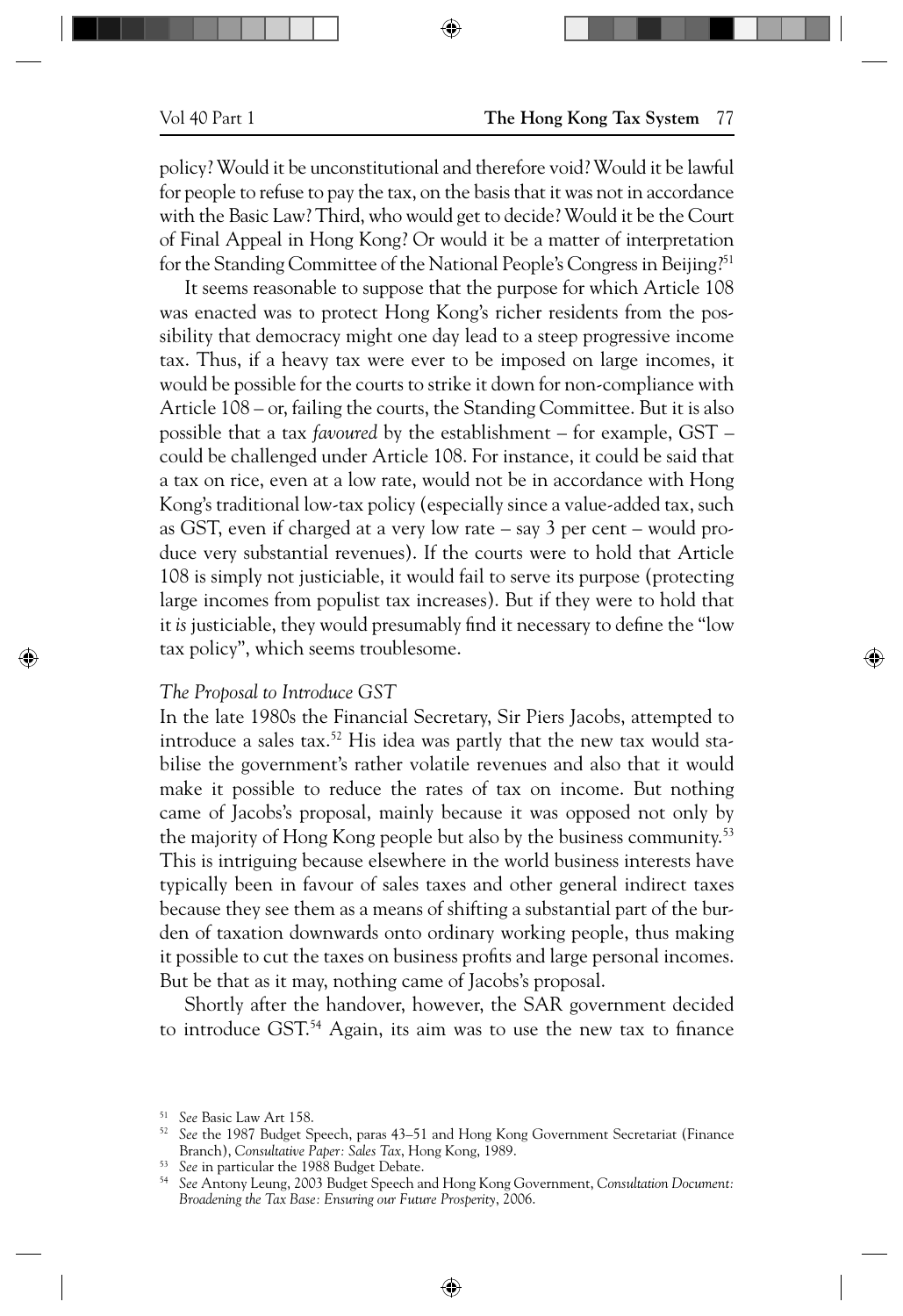policy? Would it be unconstitutional and therefore void? Would it be lawful for people to refuse to pay the tax, on the basis that it was not in accordance with the Basic Law? Third, who would get to decide? Would it be the Court of Final Appeal in Hong Kong? Or would it be a matter of interpretation for the Standing Committee of the National People's Congress in Beijing?[51]

It seems reasonable to suppose that the purpose for which Article 108 was enacted was to protect Hong Kong's richer residents from the possibility that democracy might one day lead to a steep progressive income tax. Thus, if a heavy tax were ever to be imposed on large incomes, it would be possible for the courts to strike it down for non-compliance with Article 108 – or, failing the courts, the Standing Committee. But it is also possible that a tax *favoured* by the establishment – for example, GST – could be challenged under Article 108. For instance, it could be said that a tax on rice, even at a low rate, would not be in accordance with Hong Kong's traditional low-tax policy (especially since a value-added tax, such as GST, even if charged at a very low rate – say 3 per cent – would produce very substantial revenues). If the courts were to hold that Article 108 is simply not justiciable, it would fail to serve its purpose (protecting large incomes from populist tax increases). But if they were to hold that it *is* justiciable, they would presumably find it necessary to define the "low tax policy", which seems troublesome.

*The Proposal to Introduce GST*

In the late 1980s the Financial Secretary, Sir Piers Jacobs, attempted to introduce a sales tax.[52] His idea was partly that the new tax would stabilise the government's rather volatile revenues and also that it would make it possible to reduce the rates of tax on income. But nothing came of Jacobs's proposal, mainly because it was opposed not only by the majority of Hong Kong people but also by the business community.[53] This is intriguing because elsewhere in the world business interests have typically been in favour of sales taxes and other general indirect taxes because they see them as a means of shifting a substantial part of the burden of taxation downwards onto ordinary working people, thus making it possible to cut the taxes on business profits and large personal incomes. But be that as it may, nothing came of Jacobs's proposal.

Shortly after the handover, however, the SAR government decided to introduce GST.[54] Again, its aim was to use the new tax to finance

---

[51] *See* Basic Law Art 158.

[52] *See* the 1987 Budget Speech, paras 43–51 and Hong Kong Government Secretariat (Finance Branch), *Consultative Paper: Sales Tax*, Hong Kong, 1989.

[53] *See* in particular the 1988 Budget Debate.

[54] *See* Antony Leung, 2003 Budget Speech and Hong Kong Government, *Consultation Document: Broadening the Tax Base: Ensuring our Future Prosperity*, 2006.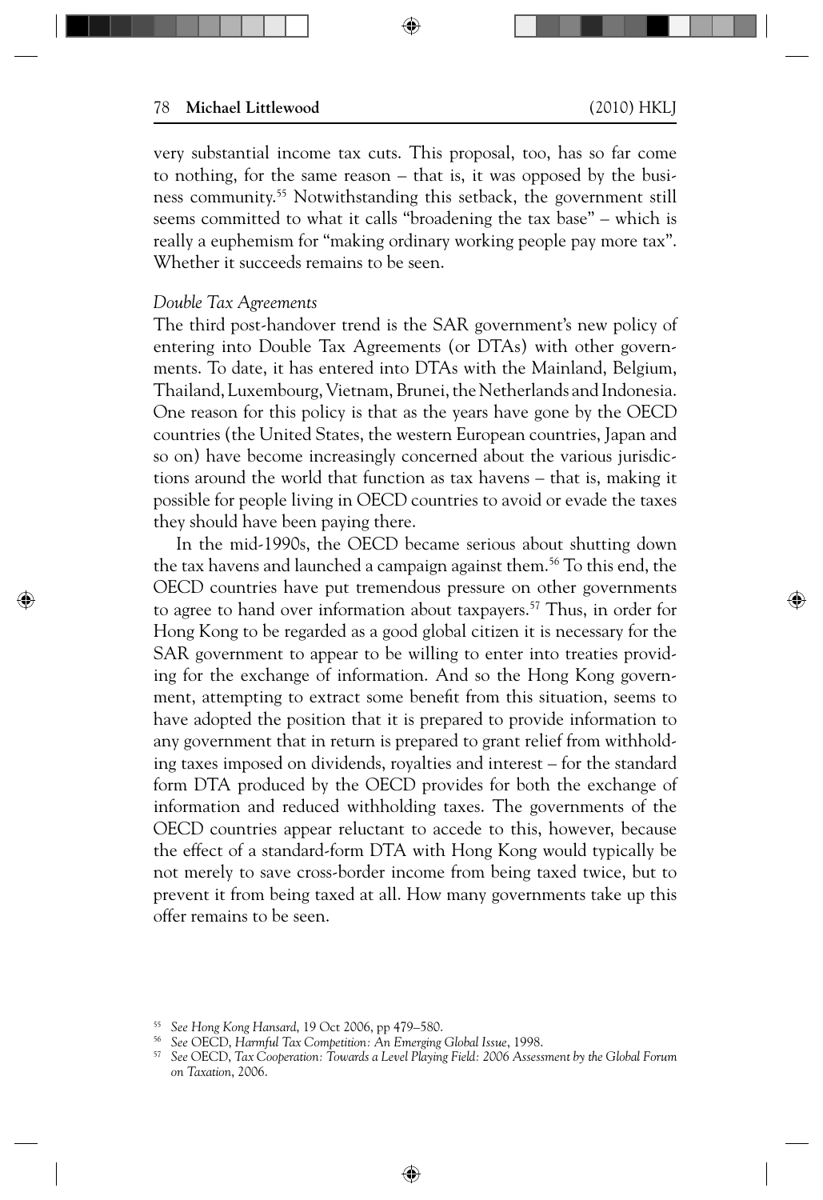very substantial income tax cuts. This proposal, too, has so far come to nothing, for the same reason – that is, it was opposed by the business community.[55] Notwithstanding this setback, the government still seems committed to what it calls "broadening the tax base" – which is really a euphemism for "making ordinary working people pay more tax". Whether it succeeds remains to be seen.

*Double Tax Agreements*

The third post-handover trend is the SAR government's new policy of entering into Double Tax Agreements (or DTAs) with other governments. To date, it has entered into DTAs with the Mainland, Belgium, Thailand, Luxembourg, Vietnam, Brunei, the Netherlands and Indonesia. One reason for this policy is that as the years have gone by the OECD countries (the United States, the western European countries, Japan and so on) have become increasingly concerned about the various jurisdictions around the world that function as tax havens – that is, making it possible for people living in OECD countries to avoid or evade the taxes they should have been paying there.

In the mid-1990s, the OECD became serious about shutting down the tax havens and launched a campaign against them.[56] To this end, the OECD countries have put tremendous pressure on other governments to agree to hand over information about taxpayers.[57] Thus, in order for Hong Kong to be regarded as a good global citizen it is necessary for the SAR government to appear to be willing to enter into treaties providing for the exchange of information. And so the Hong Kong government, attempting to extract some benefit from this situation, seems to have adopted the position that it is prepared to provide information to any government that in return is prepared to grant relief from withholding taxes imposed on dividends, royalties and interest – for the standard form DTA produced by the OECD provides for both the exchange of information and reduced withholding taxes. The governments of the OECD countries appear reluctant to accede to this, however, because the effect of a standard-form DTA with Hong Kong would typically be not merely to save cross-border income from being taxed twice, but to prevent it from being taxed at all. How many governments take up this offer remains to be seen.

[55] *See Hong Kong Hansard*, 19 Oct 2006, pp 479–580.

[56] *See* OECD, *Harmful Tax Competition: An Emerging Global Issue*, 1998.

[57] *See* OECD, *Tax Cooperation: Towards a Level Playing Field: 2006 Assessment by the Global Forum on Taxation*, 2006.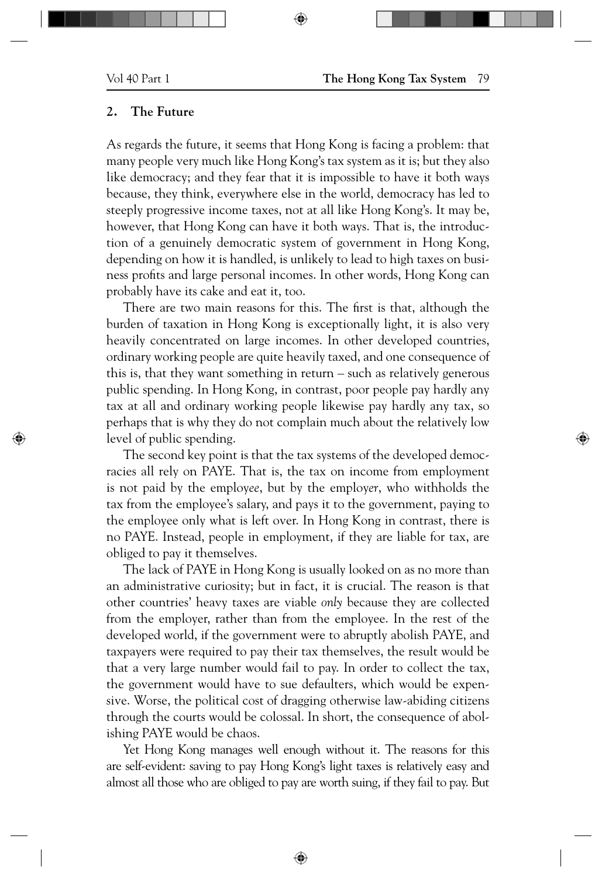## 2. The Future

As regards the future, it seems that Hong Kong is facing a problem: that many people very much like Hong Kong's tax system as it is; but they also like democracy; and they fear that it is impossible to have it both ways because, they think, everywhere else in the world, democracy has led to steeply progressive income taxes, not at all like Hong Kong's. It may be, however, that Hong Kong can have it both ways. That is, the introduction of a genuinely democratic system of government in Hong Kong, depending on how it is handled, is unlikely to lead to high taxes on business profits and large personal incomes. In other words, Hong Kong can probably have its cake and eat it, too.

There are two main reasons for this. The first is that, although the burden of taxation in Hong Kong is exceptionally light, it is also very heavily concentrated on large incomes. In other developed countries, ordinary working people are quite heavily taxed, and one consequence of this is, that they want something in return – such as relatively generous public spending. In Hong Kong, in contrast, poor people pay hardly any tax at all and ordinary working people likewise pay hardly any tax, so perhaps that is why they do not complain much about the relatively low level of public spending.

The second key point is that the tax systems of the developed democracies all rely on PAYE. That is, the tax on income from employment is not paid by the employ*ee*, but by the employ*er*, who withholds the tax from the employee's salary, and pays it to the government, paying to the employee only what is left over. In Hong Kong in contrast, there is no PAYE. Instead, people in employment, if they are liable for tax, are obliged to pay it themselves.

The lack of PAYE in Hong Kong is usually looked on as no more than an administrative curiosity; but in fact, it is crucial. The reason is that other countries' heavy taxes are viable *only* because they are collected from the employer, rather than from the employee. In the rest of the developed world, if the government were to abruptly abolish PAYE, and taxpayers were required to pay their tax themselves, the result would be that a very large number would fail to pay. In order to collect the tax, the government would have to sue defaulters, which would be expensive. Worse, the political cost of dragging otherwise law-abiding citizens through the courts would be colossal. In short, the consequence of abolishing PAYE would be chaos.

Yet Hong Kong manages well enough without it. The reasons for this are self-evident: saving to pay Hong Kong's light taxes is relatively easy and almost all those who are obliged to pay are worth suing, if they fail to pay. But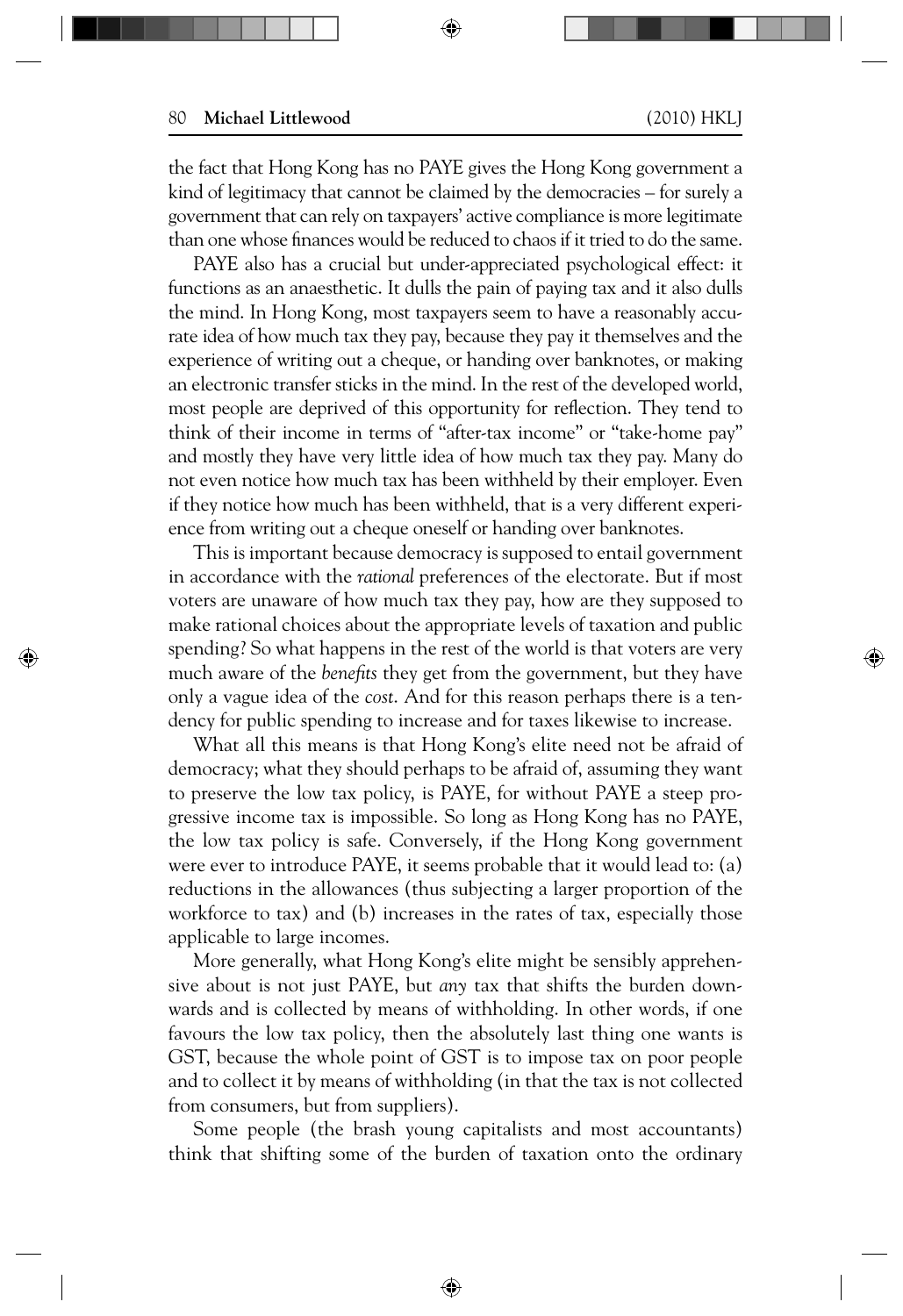the fact that Hong Kong has no PAYE gives the Hong Kong government a kind of legitimacy that cannot be claimed by the democracies – for surely a government that can rely on taxpayers' active compliance is more legitimate than one whose finances would be reduced to chaos if it tried to do the same.

PAYE also has a crucial but under-appreciated psychological effect: it functions as an anaesthetic. It dulls the pain of paying tax and it also dulls the mind. In Hong Kong, most taxpayers seem to have a reasonably accurate idea of how much tax they pay, because they pay it themselves and the experience of writing out a cheque, or handing over banknotes, or making an electronic transfer sticks in the mind. In the rest of the developed world, most people are deprived of this opportunity for reflection. They tend to think of their income in terms of "after-tax income" or "take-home pay" and mostly they have very little idea of how much tax they pay. Many do not even notice how much tax has been withheld by their employer. Even if they notice how much has been withheld, that is a very different experience from writing out a cheque oneself or handing over banknotes.

This is important because democracy is supposed to entail government in accordance with the *rational* preferences of the electorate. But if most voters are unaware of how much tax they pay, how are they supposed to make rational choices about the appropriate levels of taxation and public spending? So what happens in the rest of the world is that voters are very much aware of the *benefits* they get from the government, but they have only a vague idea of the *cost*. And for this reason perhaps there is a tendency for public spending to increase and for taxes likewise to increase.

What all this means is that Hong Kong's elite need not be afraid of democracy; what they should perhaps to be afraid of, assuming they want to preserve the low tax policy, is PAYE, for without PAYE a steep progressive income tax is impossible. So long as Hong Kong has no PAYE, the low tax policy is safe. Conversely, if the Hong Kong government were ever to introduce PAYE, it seems probable that it would lead to: (a) reductions in the allowances (thus subjecting a larger proportion of the workforce to tax) and (b) increases in the rates of tax, especially those applicable to large incomes.

More generally, what Hong Kong's elite might be sensibly apprehensive about is not just PAYE, but *any* tax that shifts the burden downwards and is collected by means of withholding. In other words, if one favours the low tax policy, then the absolutely last thing one wants is GST, because the whole point of GST is to impose tax on poor people and to collect it by means of withholding (in that the tax is not collected from consumers, but from suppliers).

Some people (the brash young capitalists and most accountants) think that shifting some of the burden of taxation onto the ordinary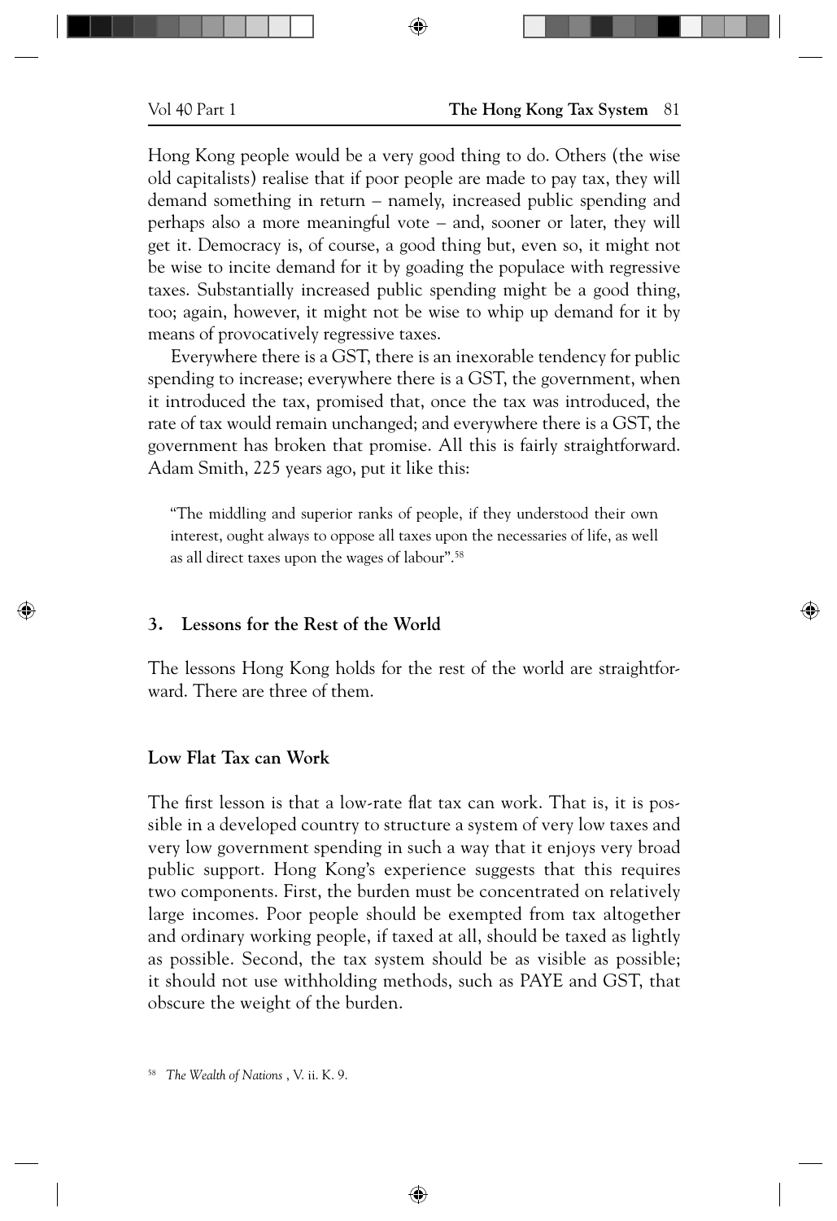Hong Kong people would be a very good thing to do. Others (the wise old capitalists) realise that if poor people are made to pay tax, they will demand something in return – namely, increased public spending and perhaps also a more meaningful vote – and, sooner or later, they will get it. Democracy is, of course, a good thing but, even so, it might not be wise to incite demand for it by goading the populace with regressive taxes. Substantially increased public spending might be a good thing, too; again, however, it might not be wise to whip up demand for it by means of provocatively regressive taxes.

Everywhere there is a GST, there is an inexorable tendency for public spending to increase; everywhere there is a GST, the government, when it introduced the tax, promised that, once the tax was introduced, the rate of tax would remain unchanged; and everywhere there is a GST, the government has broken that promise. All this is fairly straightforward. Adam Smith, 225 years ago, put it like this:

> "The middling and superior ranks of people, if they understood their own interest, ought always to oppose all taxes upon the necessaries of life, as well as all direct taxes upon the wages of labour".[58]

## 3. Lessons for the Rest of the World

The lessons Hong Kong holds for the rest of the world are straightforward. There are three of them.

### Low Flat Tax can Work

The first lesson is that a low-rate flat tax can work. That is, it is possible in a developed country to structure a system of very low taxes and very low government spending in such a way that it enjoys very broad public support. Hong Kong's experience suggests that this requires two components. First, the burden must be concentrated on relatively large incomes. Poor people should be exempted from tax altogether and ordinary working people, if taxed at all, should be taxed as lightly as possible. Second, the tax system should be as visible as possible; it should not use withholding methods, such as PAYE and GST, that obscure the weight of the burden.

[58] *The Wealth of Nations*, V. ii. K. 9.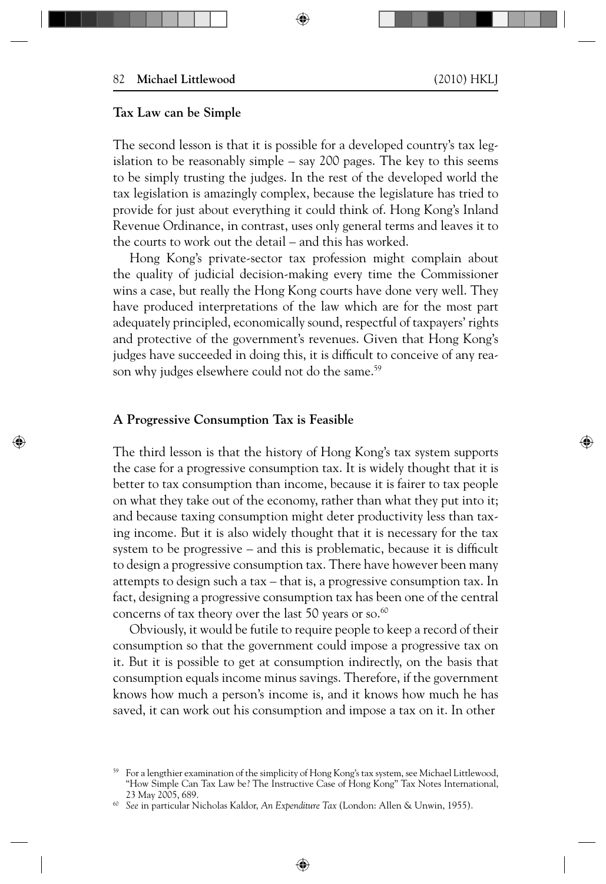### Tax Law can be Simple

The second lesson is that it is possible for a developed country's tax legislation to be reasonably simple – say 200 pages. The key to this seems to be simply trusting the judges. In the rest of the developed world the tax legislation is amazingly complex, because the legislature has tried to provide for just about everything it could think of. Hong Kong's Inland Revenue Ordinance, in contrast, uses only general terms and leaves it to the courts to work out the detail – and this has worked.

Hong Kong's private-sector tax profession might complain about the quality of judicial decision-making every time the Commissioner wins a case, but really the Hong Kong courts have done very well. They have produced interpretations of the law which are for the most part adequately principled, economically sound, respectful of taxpayers' rights and protective of the government's revenues. Given that Hong Kong's judges have succeeded in doing this, it is difficult to conceive of any reason why judges elsewhere could not do the same.[59]

### A Progressive Consumption Tax is Feasible

The third lesson is that the history of Hong Kong's tax system supports the case for a progressive consumption tax. It is widely thought that it is better to tax consumption than income, because it is fairer to tax people on what they take out of the economy, rather than what they put into it; and because taxing consumption might deter productivity less than taxing income. But it is also widely thought that it is necessary for the tax system to be progressive – and this is problematic, because it is difficult to design a progressive consumption tax. There have however been many attempts to design such a tax – that is, a progressive consumption tax. In fact, designing a progressive consumption tax has been one of the central concerns of tax theory over the last 50 years or so.[60]

Obviously, it would be futile to require people to keep a record of their consumption so that the government could impose a progressive tax on it. But it is possible to get at consumption indirectly, on the basis that consumption equals income minus savings. Therefore, if the government knows how much a person's income is, and it knows how much he has saved, it can work out his consumption and impose a tax on it. In other

---

[59] For a lengthier examination of the simplicity of Hong Kong's tax system, see Michael Littlewood, "How Simple Can Tax Law be? The Instructive Case of Hong Kong" Tax Notes International, 23 May 2005, 689.

[60] *See* in particular Nicholas Kaldor, *An Expenditure Tax* (London: Allen & Unwin, 1955).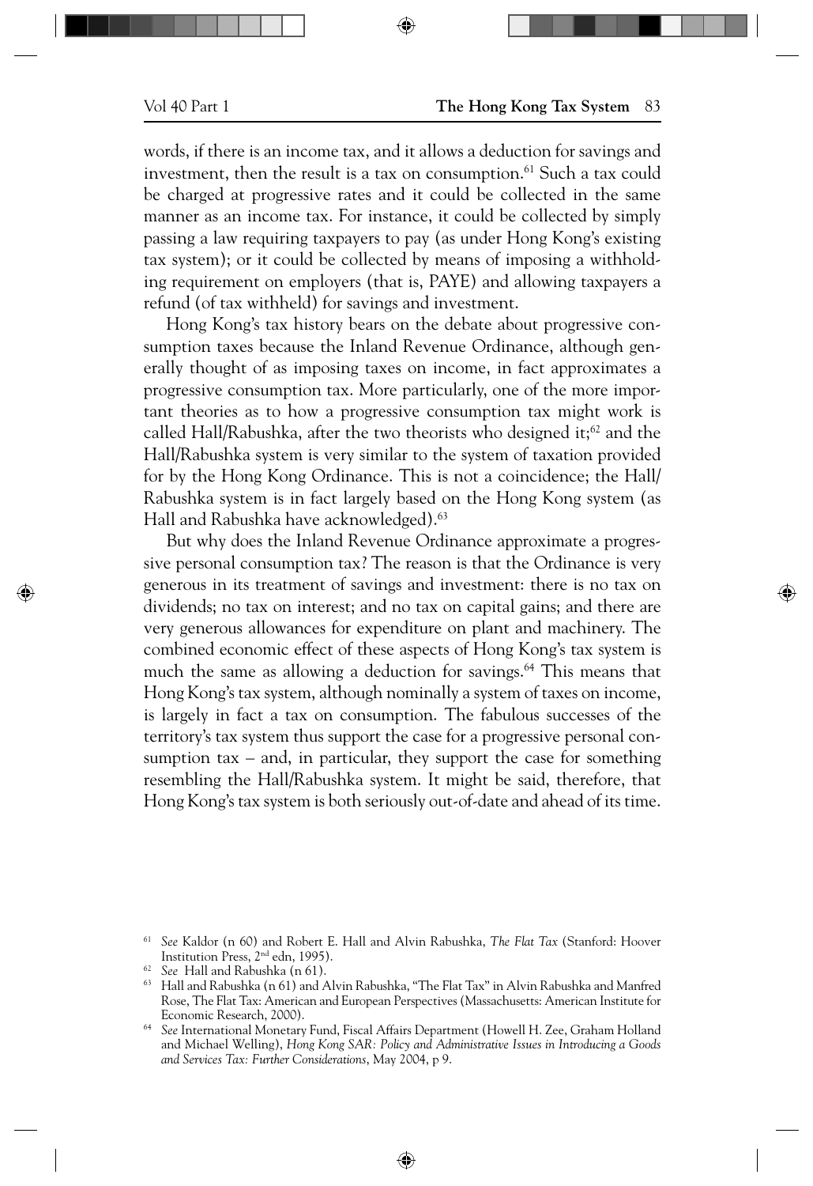words, if there is an income tax, and it allows a deduction for savings and investment, then the result is a tax on consumption.[61] Such a tax could be charged at progressive rates and it could be collected in the same manner as an income tax. For instance, it could be collected by simply passing a law requiring taxpayers to pay (as under Hong Kong's existing tax system); or it could be collected by means of imposing a withholding requirement on employers (that is, PAYE) and allowing taxpayers a refund (of tax withheld) for savings and investment.

Hong Kong's tax history bears on the debate about progressive consumption taxes because the Inland Revenue Ordinance, although generally thought of as imposing taxes on income, in fact approximates a progressive consumption tax. More particularly, one of the more important theories as to how a progressive consumption tax might work is called Hall/Rabushka, after the two theorists who designed it;[62] and the Hall/Rabushka system is very similar to the system of taxation provided for by the Hong Kong Ordinance. This is not a coincidence; the Hall/Rabushka system is in fact largely based on the Hong Kong system (as Hall and Rabushka have acknowledged).[63]

But why does the Inland Revenue Ordinance approximate a progressive personal consumption tax? The reason is that the Ordinance is very generous in its treatment of savings and investment: there is no tax on dividends; no tax on interest; and no tax on capital gains; and there are very generous allowances for expenditure on plant and machinery. The combined economic effect of these aspects of Hong Kong's tax system is much the same as allowing a deduction for savings.[64] This means that Hong Kong's tax system, although nominally a system of taxes on income, is largely in fact a tax on consumption. The fabulous successes of the territory's tax system thus support the case for a progressive personal consumption tax – and, in particular, they support the case for something resembling the Hall/Rabushka system. It might be said, therefore, that Hong Kong's tax system is both seriously out-of-date and ahead of its time.

---

[61] *See* Kaldor (n 60) and Robert E. Hall and Alvin Rabushka, *The Flat Tax* (Stanford: Hoover Institution Press, 2nd edn, 1995).

[62] *See* Hall and Rabushka (n 61).

[63] Hall and Rabushka (n 61) and Alvin Rabushka, "The Flat Tax" in Alvin Rabushka and Manfred Rose, The Flat Tax: American and European Perspectives (Massachusetts: American Institute for Economic Research, 2000).

[64] *See* International Monetary Fund, Fiscal Affairs Department (Howell H. Zee, Graham Holland and Michael Welling), *Hong Kong SAR: Policy and Administrative Issues in Introducing a Goods and Services Tax: Further Considerations*, May 2004, p 9.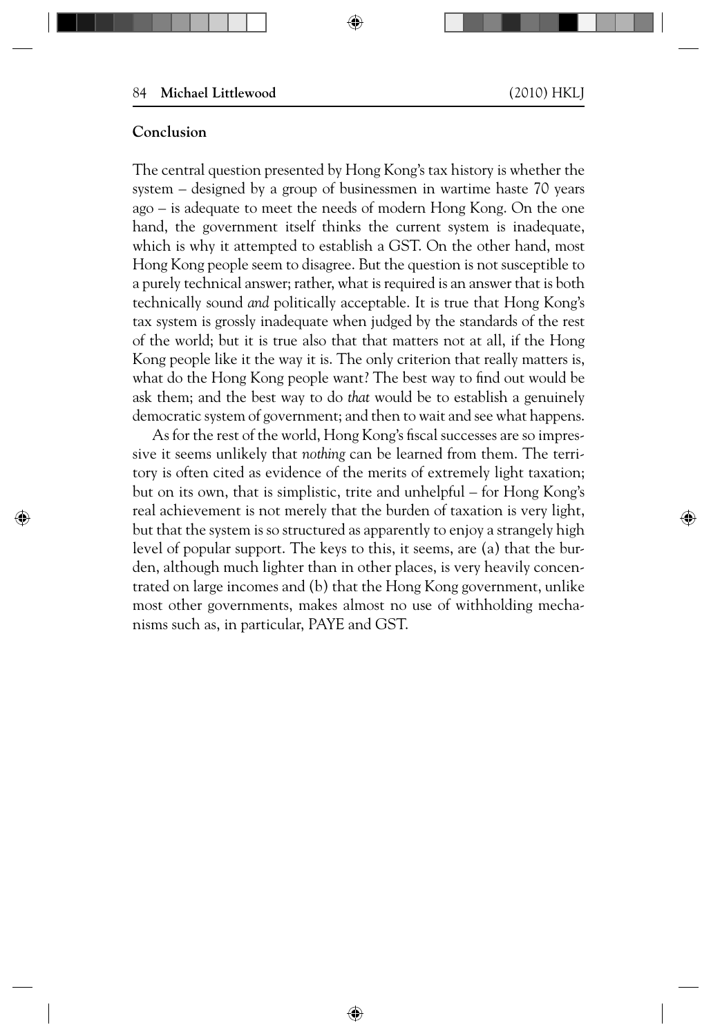## Conclusion

The central question presented by Hong Kong's tax history is whether the system – designed by a group of businessmen in wartime haste 70 years ago – is adequate to meet the needs of modern Hong Kong. On the one hand, the government itself thinks the current system is inadequate, which is why it attempted to establish a GST. On the other hand, most Hong Kong people seem to disagree. But the question is not susceptible to a purely technical answer; rather, what is required is an answer that is both technically sound *and* politically acceptable. It is true that Hong Kong's tax system is grossly inadequate when judged by the standards of the rest of the world; but it is true also that that matters not at all, if the Hong Kong people like it the way it is. The only criterion that really matters is, what do the Hong Kong people want? The best way to find out would be ask them; and the best way to do *that* would be to establish a genuinely democratic system of government; and then to wait and see what happens.

As for the rest of the world, Hong Kong's fiscal successes are so impressive it seems unlikely that *nothing* can be learned from them. The territory is often cited as evidence of the merits of extremely light taxation; but on its own, that is simplistic, trite and unhelpful – for Hong Kong's real achievement is not merely that the burden of taxation is very light, but that the system is so structured as apparently to enjoy a strangely high level of popular support. The keys to this, it seems, are (a) that the burden, although much lighter than in other places, is very heavily concentrated on large incomes and (b) that the Hong Kong government, unlike most other governments, makes almost no use of withholding mechanisms such as, in particular, PAYE and GST.